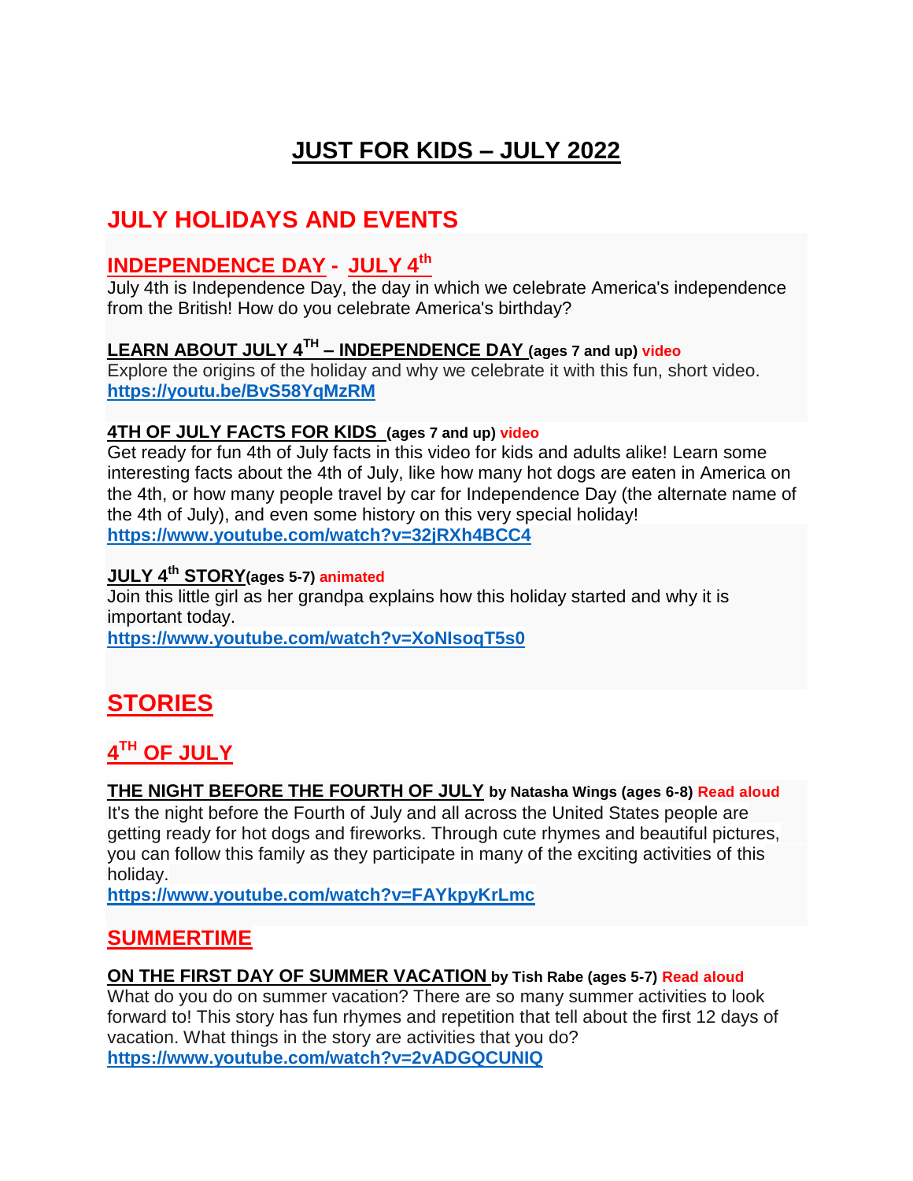# JUST FOR KIDS – JULY 2022

## JULY HOLIDAYS AND EVENTS

### INDEPENDENCE DAY - JULY 4th

July 4th is Independence Day, the day in which we celebrate America's independence from the British! How do you celebrate America's birthday?

**LEARN ABOUT JULY 4TH – INDEPENDENCE DAY (ages 7 and up) video**

Explore the origins of the holiday and why we celebrate it with this fun, short video.
**https://youtu.be/BvS58YqMzRM**

**4TH OF JULY FACTS FOR KIDS (ages 7 and up) video**

Get ready for fun 4th of July facts in this video for kids and adults alike! Learn some interesting facts about the 4th of July, like how many hot dogs are eaten in America on the 4th, or how many people travel by car for Independence Day (the alternate name of the 4th of July), and even some history on this very special holiday!
**https://www.youtube.com/watch?v=32jRXh4BCC4**

**JULY 4th STORY (ages 5-7) animated**

Join this little girl as her grandpa explains how this holiday started and why it is important today.
**https://www.youtube.com/watch?v=XoNIsoqT5s0**

## STORIES

### 4TH OF JULY

**THE NIGHT BEFORE THE FOURTH OF JULY by Natasha Wings (ages 6-8) Read aloud**

It's the night before the Fourth of July and all across the United States people are getting ready for hot dogs and fireworks. Through cute rhymes and beautiful pictures, you can follow this family as they participate in many of the exciting activities of this holiday.
**https://www.youtube.com/watch?v=FAYkpyKrLmc**

### SUMMERTIME

**ON THE FIRST DAY OF SUMMER VACATION by Tish Rabe (ages 5-7) Read aloud**

What do you do on summer vacation? There are so many summer activities to look forward to! This story has fun rhymes and repetition that tell about the first 12 days of vacation. What things in the story are activities that you do?
**https://www.youtube.com/watch?v=2vADGQCUNIQ**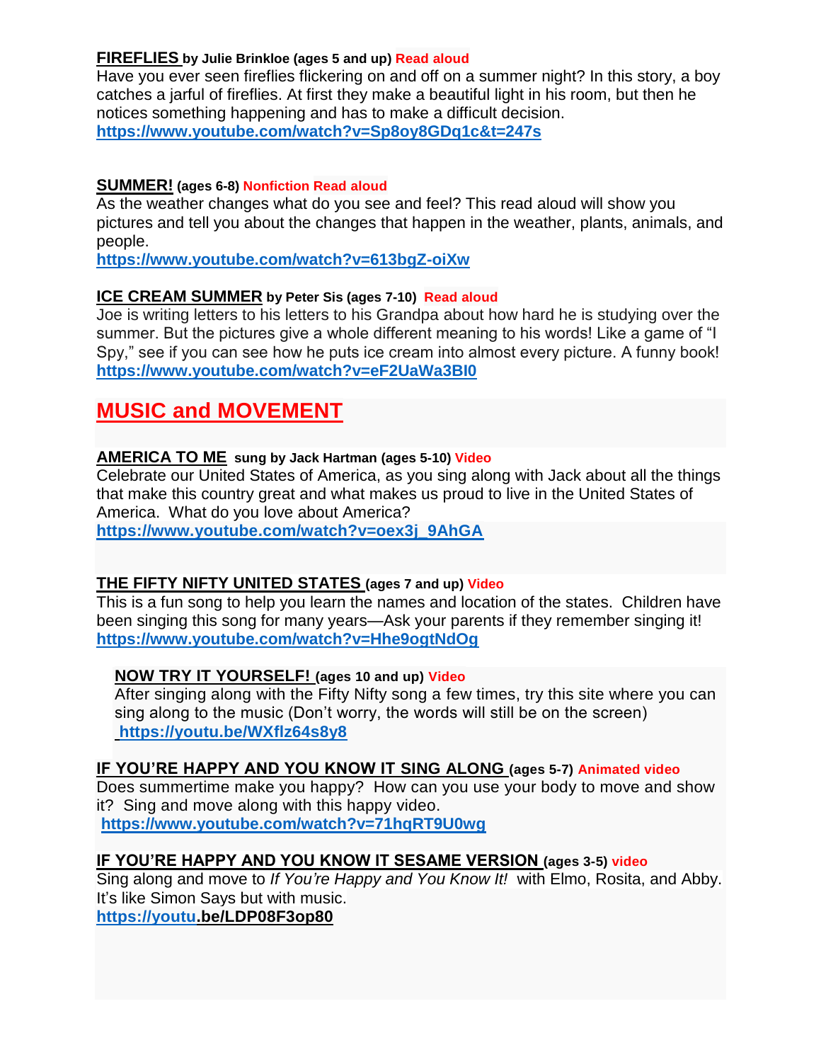**FIREFLIES** by Julie Brinkloe (ages 5 and up) Read aloud

Have you ever seen fireflies flickering on and off on a summer night? In this story, a boy catches a jarful of fireflies. At first they make a beautiful light in his room, but then he notices something happening and has to make a difficult decision.

https://www.youtube.com/watch?v=Sp8oy8GDq1c&t=247s

**SUMMER!** (ages 6-8) Nonfiction Read aloud

As the weather changes what do you see and feel? This read aloud will show you pictures and tell you about the changes that happen in the weather, plants, animals, and people.

https://www.youtube.com/watch?v=613bgZ-oiXw

**ICE CREAM SUMMER** by Peter Sis (ages 7-10) Read aloud

Joe is writing letters to his letters to his Grandpa about how hard he is studying over the summer. But the pictures give a whole different meaning to his words! Like a game of "I Spy," see if you can see how he puts ice cream into almost every picture. A funny book!

https://www.youtube.com/watch?v=eF2UaWa3BI0

# MUSIC and MOVEMENT

**AMERICA TO ME** sung by Jack Hartman (ages 5-10) Video

Celebrate our United States of America, as you sing along with Jack about all the things that make this country great and what makes us proud to live in the United States of America. What do you love about America?

https://www.youtube.com/watch?v=oex3j_9AhGA

**THE FIFTY NIFTY UNITED STATES** (ages 7 and up) Video

This is a fun song to help you learn the names and location of the states. Children have been singing this song for many years—Ask your parents if they remember singing it!

https://www.youtube.com/watch?v=Hhe9ogtNdOg

**NOW TRY IT YOURSELF!** (ages 10 and up) Video

After singing along with the Fifty Nifty song a few times, try this site where you can sing along to the music (Don't worry, the words will still be on the screen)

https://youtu.be/WXflz64s8y8

**IF YOU'RE HAPPY AND YOU KNOW IT SING ALONG** (ages 5-7) Animated video

Does summertime make you happy? How can you use your body to move and show it? Sing and move along with this happy video.

https://www.youtube.com/watch?v=71hqRT9U0wg

**IF YOU'RE HAPPY AND YOU KNOW IT SESAME VERSION** (ages 3-5) video

Sing along and move to *If You're Happy and You Know It!* with Elmo, Rosita, and Abby. It's like Simon Says but with music.

https://youtu.be/LDP08F3op80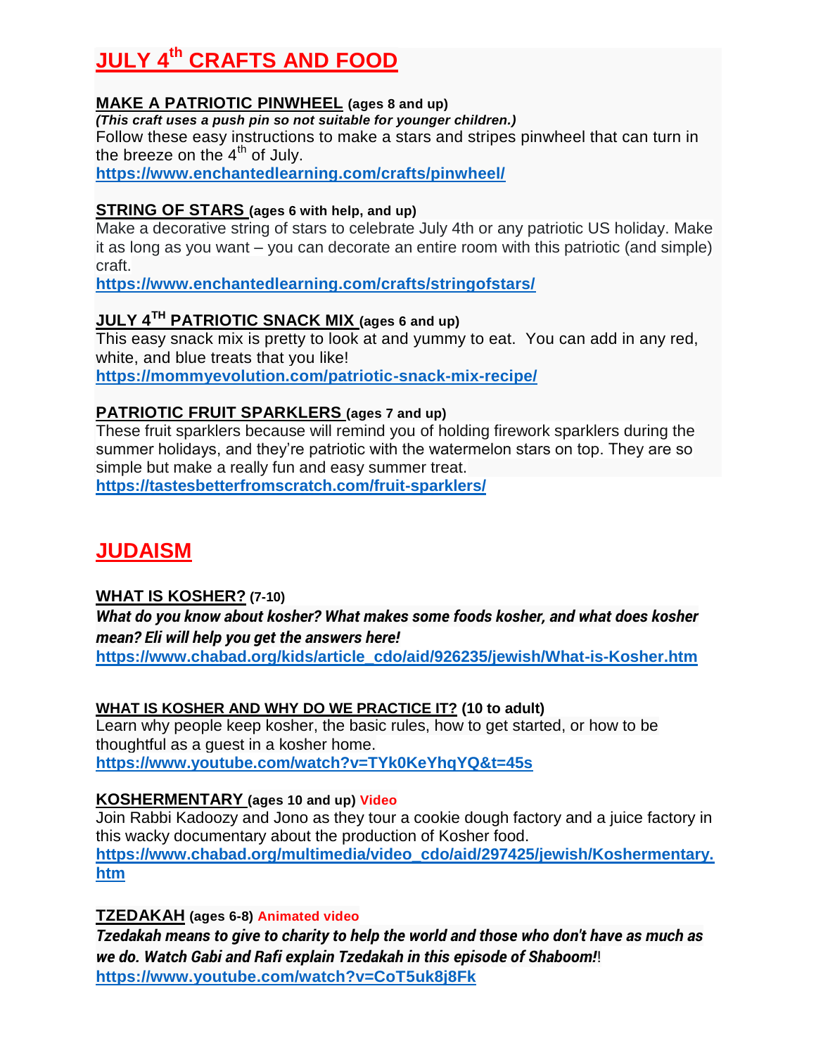# JULY 4th CRAFTS AND FOOD

**MAKE A PATRIOTIC PINWHEEL** **(ages 8 and up)**
***(This craft uses a push pin so not suitable for younger children.)***
Follow these easy instructions to make a stars and stripes pinwheel that can turn in the breeze on the 4th of July.
**https://www.enchantedlearning.com/crafts/pinwheel/**

**STRING OF STARS** **(ages 6 with help, and up)**
Make a decorative string of stars to celebrate July 4th or any patriotic US holiday. Make it as long as you want – you can decorate an entire room with this patriotic (and simple) craft.
**https://www.enchantedlearning.com/crafts/stringofstars/**

**JULY 4TH PATRIOTIC SNACK MIX** **(ages 6 and up)**
This easy snack mix is pretty to look at and yummy to eat. You can add in any red, white, and blue treats that you like!
**https://mommyevolution.com/patriotic-snack-mix-recipe/**

**PATRIOTIC FRUIT SPARKLERS** **(ages 7 and up)**
These fruit sparklers because will remind you of holding firework sparklers during the summer holidays, and they're patriotic with the watermelon stars on top. They are so simple but make a really fun and easy summer treat.
**https://tastesbetterfromscratch.com/fruit-sparklers/**

# JUDAISM

**WHAT IS KOSHER?** **(7-10)**
***What do you know about kosher? What makes some foods kosher, and what does kosher mean? Eli will help you get the answers here!***
**https://www.chabad.org/kids/article_cdo/aid/926235/jewish/What-is-Kosher.htm**

**WHAT IS KOSHER AND WHY DO WE PRACTICE IT?** **(10 to adult)**
Learn why people keep kosher, the basic rules, how to get started, or how to be thoughtful as a guest in a kosher home.
**https://www.youtube.com/watch?v=TYk0KeYhqYQ&t=45s**

**KOSHERMENTARY** **(ages 10 and up)** **Video**
Join Rabbi Kadoozy and Jono as they tour a cookie dough factory and a juice factory in this wacky documentary about the production of Kosher food.
**https://www.chabad.org/multimedia/video_cdo/aid/297425/jewish/Koshermentary.htm**

**TZEDAKAH** **(ages 6-8)** **Animated video**
***Tzedakah means to give to charity to help the world and those who don't have as much as we do. Watch Gabi and Rafi explain Tzedakah in this episode of Shaboom!***!
**https://www.youtube.com/watch?v=CoT5uk8j8Fk**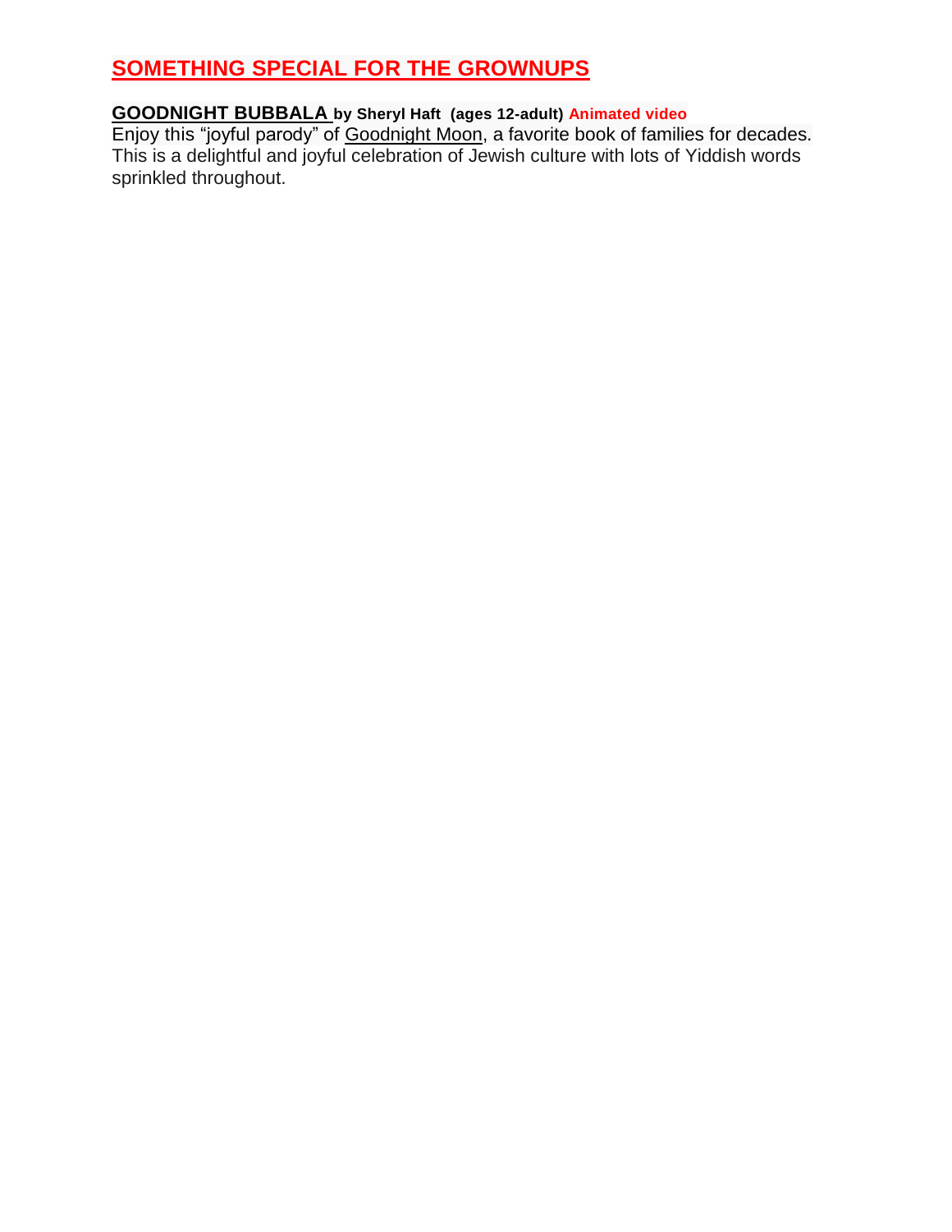## SOMETHING SPECIAL FOR THE GROWNUPS

**GOODNIGHT BUBBALA by Sheryl Haft (ages 12-adult) Animated video**

Enjoy this "joyful parody" of Goodnight Moon, a favorite book of families for decades. This is a delightful and joyful celebration of Jewish culture with lots of Yiddish words sprinkled throughout.